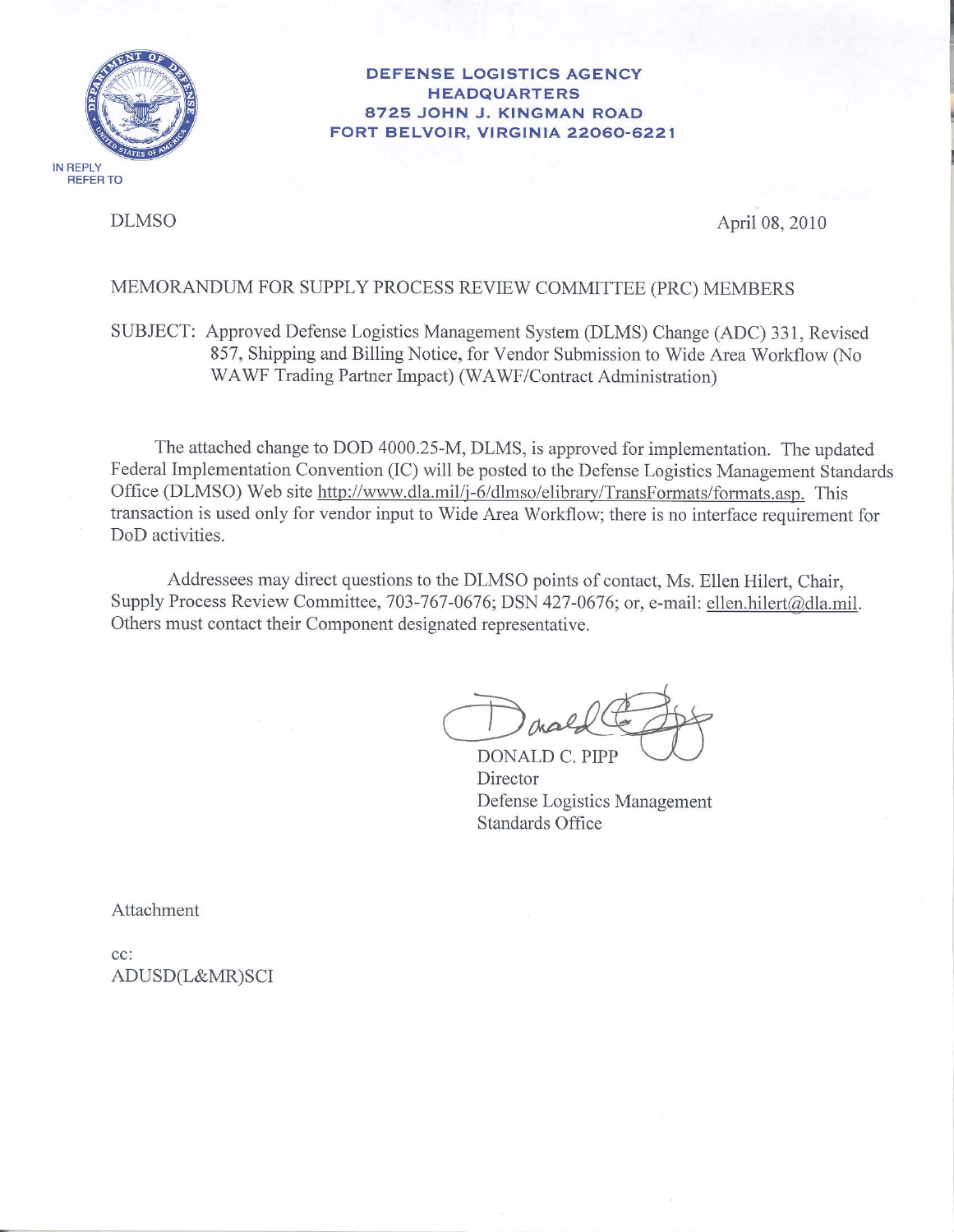**DEFENSE LOGISTICS AGENCY**
**HEADQUARTERS**
**8725 JOHN J. KINGMAN ROAD**
**FORT BELVOIR, VIRGINIA 22060-6221**

IN REPLY REFER TO

DLMSO

April 08, 2010

MEMORANDUM FOR SUPPLY PROCESS REVIEW COMMITTEE (PRC) MEMBERS

SUBJECT: Approved Defense Logistics Management System (DLMS) Change (ADC) 331, Revised 857, Shipping and Billing Notice, for Vendor Submission to Wide Area Workflow (No WAWF Trading Partner Impact) (WAWF/Contract Administration)

The attached change to DOD 4000.25-M, DLMS, is approved for implementation. The updated Federal Implementation Convention (IC) will be posted to the Defense Logistics Management Standards Office (DLMSO) Web site http://www.dla.mil/j-6/dlmso/elibrary/TransFormats/formats.asp. This transaction is used only for vendor input to Wide Area Workflow; there is no interface requirement for DoD activities.

Addressees may direct questions to the DLMSO points of contact, Ms. Ellen Hilert, Chair, Supply Process Review Committee, 703-767-0676; DSN 427-0676; or, e-mail: ellen.hilert@dla.mil. Others must contact their Component designated representative.

DONALD C. PIPP
Director
Defense Logistics Management Standards Office

Attachment

cc:
ADUSD(L&MR)SCI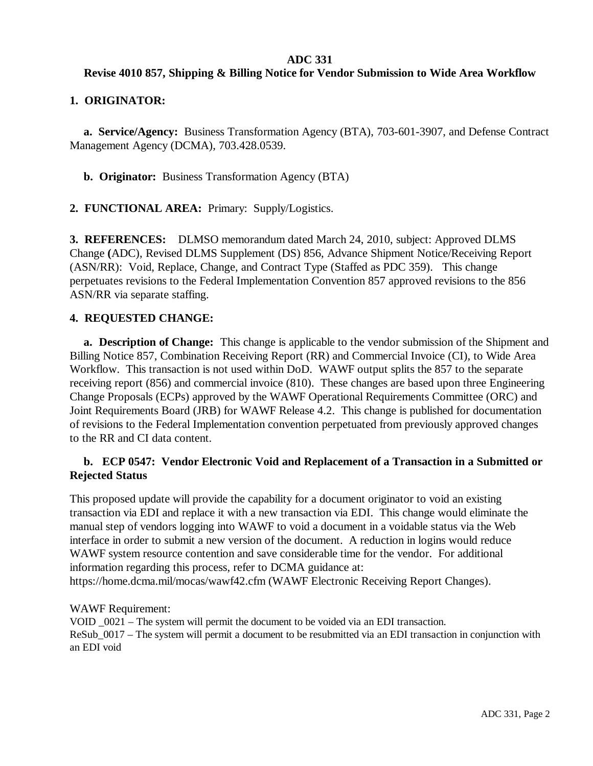**ADC 331**

**Revise 4010 857, Shipping & Billing Notice for Vendor Submission to Wide Area Workflow**

**1. ORIGINATOR:**

**a. Service/Agency:** Business Transformation Agency (BTA), 703-601-3907, and Defense Contract Management Agency (DCMA), 703.428.0539.

**b. Originator:** Business Transformation Agency (BTA)

**2. FUNCTIONAL AREA:** Primary: Supply/Logistics.

**3. REFERENCES:** DLMSO memorandum dated March 24, 2010, subject: Approved DLMS Change **(**ADC), Revised DLMS Supplement (DS) 856, Advance Shipment Notice/Receiving Report (ASN/RR): Void, Replace, Change, and Contract Type (Staffed as PDC 359). This change perpetuates revisions to the Federal Implementation Convention 857 approved revisions to the 856 ASN/RR via separate staffing.

**4. REQUESTED CHANGE:**

**a. Description of Change:** This change is applicable to the vendor submission of the Shipment and Billing Notice 857, Combination Receiving Report (RR) and Commercial Invoice (CI), to Wide Area Workflow. This transaction is not used within DoD. WAWF output splits the 857 to the separate receiving report (856) and commercial invoice (810). These changes are based upon three Engineering Change Proposals (ECPs) approved by the WAWF Operational Requirements Committee (ORC) and Joint Requirements Board (JRB) for WAWF Release 4.2. This change is published for documentation of revisions to the Federal Implementation convention perpetuated from previously approved changes to the RR and CI data content.

**b. ECP 0547: Vendor Electronic Void and Replacement of a Transaction in a Submitted or Rejected Status**

This proposed update will provide the capability for a document originator to void an existing transaction via EDI and replace it with a new transaction via EDI. This change would eliminate the manual step of vendors logging into WAWF to void a document in a voidable status via the Web interface in order to submit a new version of the document. A reduction in logins would reduce WAWF system resource contention and save considerable time for the vendor. For additional information regarding this process, refer to DCMA guidance at: https://home.dcma.mil/mocas/wawf42.cfm (WAWF Electronic Receiving Report Changes).

WAWF Requirement:
VOID _0021 – The system will permit the document to be voided via an EDI transaction.
ReSub_0017 – The system will permit a document to be resubmitted via an EDI transaction in conjunction with an EDI void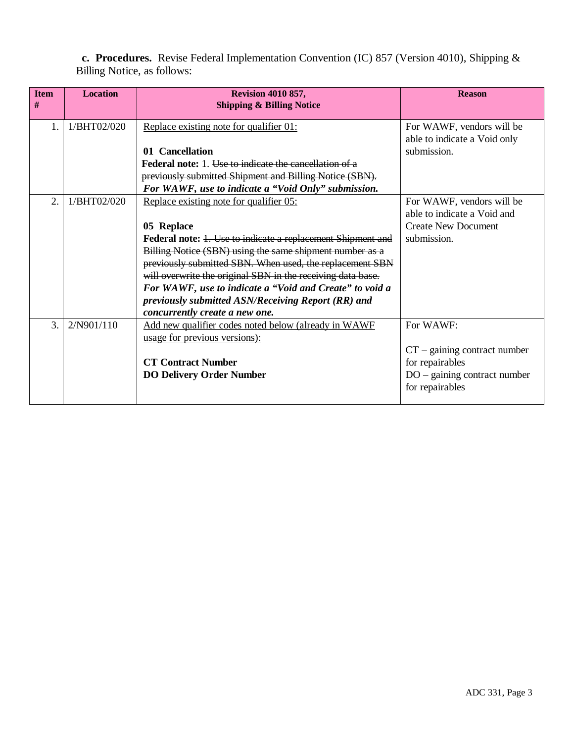**c. Procedures.** Revise Federal Implementation Convention (IC) 857 (Version 4010), Shipping & Billing Notice, as follows:

| Item # | Location | Revision 4010 857, Shipping & Billing Notice | Reason |
|---|---|---|---|
| 1. | 1/BHT02/020 | <u>Replace existing note for qualifier 01:</u><br><br>**01 Cancellation**<br>**Federal note:** 1. ~~Use to indicate the cancellation of a previously submitted Shipment and Billing Notice (SBN).~~ ***For WAWF, use to indicate a "Void Only" submission.*** | For WAWF, vendors will be able to indicate a Void only submission. |
| 2. | 1/BHT02/020 | <u>Replace existing note for qualifier 05:</u><br><br>**05 Replace**<br>**Federal note:** ~~1. Use to indicate a replacement Shipment and Billing Notice (SBN) using the same shipment number as a previously submitted SBN. When used, the replacement SBN will overwrite the original SBN in the receiving data base.~~ ***For WAWF, use to indicate a "Void and Create" to void a previously submitted ASN/Receiving Report (RR) and concurrently create a new one.*** | For WAWF, vendors will be able to indicate a Void and Create New Document submission. |
| 3. | 2/N901/110 | <u>Add new qualifier codes noted below (already in WAWF usage for previous versions):</u><br><br>**CT Contract Number**<br>**DO Delivery Order Number** | For WAWF:<br><br>CT – gaining contract number for repairables<br>DO – gaining contract number for repairables |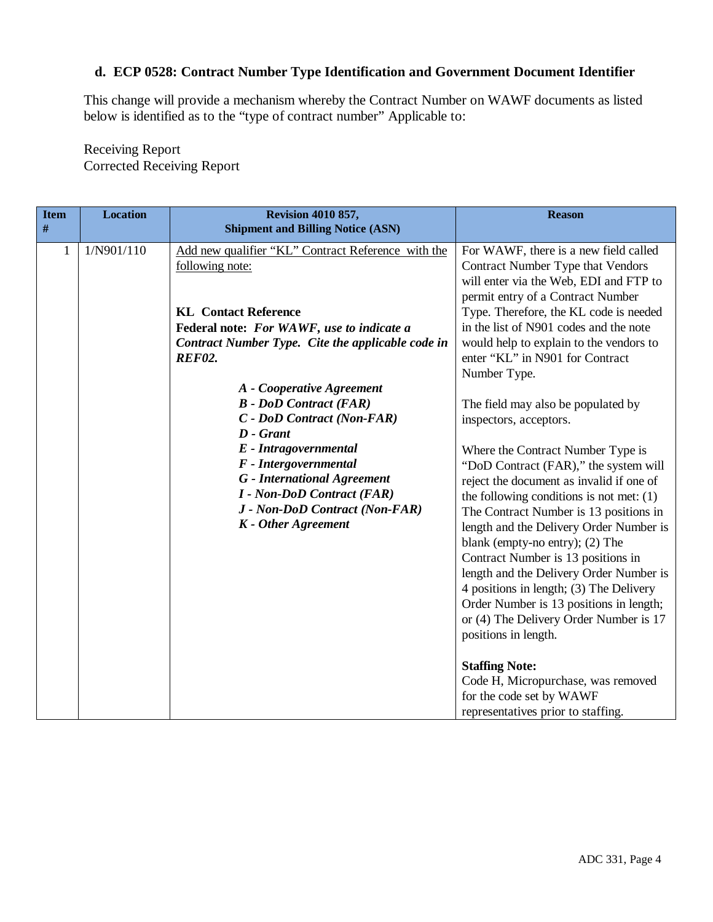### d. ECP 0528: Contract Number Type Identification and Government Document Identifier

This change will provide a mechanism whereby the Contract Number on WAWF documents as listed below is identified as to the "type of contract number" Applicable to:

Receiving Report
Corrected Receiving Report

| Item # | Location | Revision 4010 857, Shipment and Billing Notice (ASN) | Reason |
|---|---|---|---|
| 1 | 1/N901/110 | Add new qualifier "KL" Contract Reference with the following note:<br><br>**KL Contact Reference**<br>**Federal note:** ***For WAWF, use to indicate a Contract Number Type. Cite the applicable code in REF02.***<br><br>***A - Cooperative Agreement***<br>***B - DoD Contract (FAR)***<br>***C - DoD Contract (Non-FAR)***<br>***D - Grant***<br>***E - Intragovernmental***<br>***F - Intergovernmental***<br>***G - International Agreement***<br>***I - Non-DoD Contract (FAR)***<br>***J - Non-DoD Contract (Non-FAR)***<br>***K - Other Agreement*** | For WAWF, there is a new field called Contract Number Type that Vendors will enter via the Web, EDI and FTP to permit entry of a Contract Number Type. Therefore, the KL code is needed in the list of N901 codes and the note would help to explain to the vendors to enter "KL" in N901 for Contract Number Type.<br><br>The field may also be populated by inspectors, acceptors.<br><br>Where the Contract Number Type is "DoD Contract (FAR)," the system will reject the document as invalid if one of the following conditions is not met: (1) The Contract Number is 13 positions in length and the Delivery Order Number is blank (empty-no entry); (2) The Contract Number is 13 positions in length and the Delivery Order Number is 4 positions in length; (3) The Delivery Order Number is 13 positions in length; or (4) The Delivery Order Number is 17 positions in length.<br><br>**Staffing Note:**<br>Code H, Micropurchase, was removed for the code set by WAWF representatives prior to staffing. |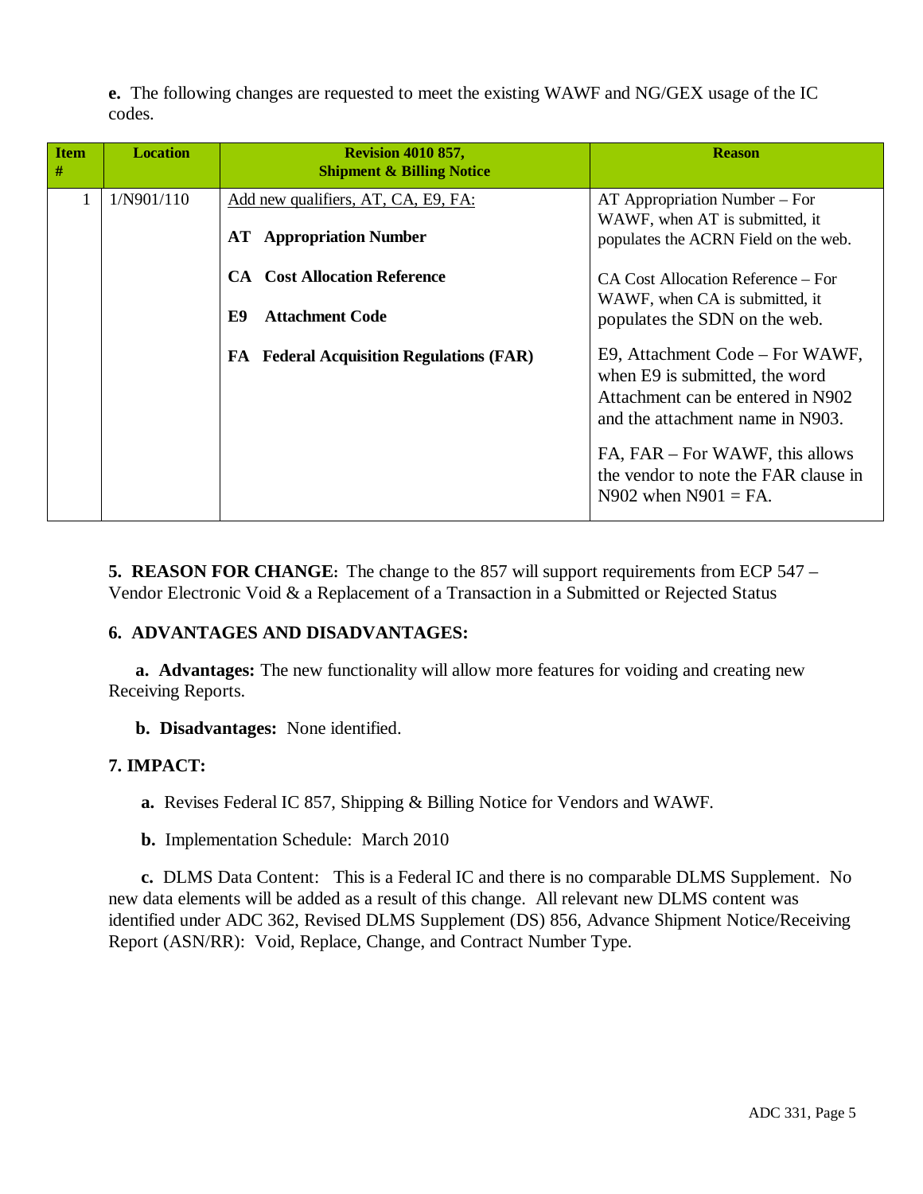**e.** The following changes are requested to meet the existing WAWF and NG/GEX usage of the IC codes.

| Item # | Location | Revision 4010 857, Shipment & Billing Notice | Reason |
|---|---|---|---|
| 1 | 1/N901/110 | Add new qualifiers, AT, CA, E9, FA:<br><br>**AT Appropriation Number**<br><br>**CA Cost Allocation Reference**<br><br>**E9 Attachment Code**<br><br>**FA Federal Acquisition Regulations (FAR)** | AT Appropriation Number – For WAWF, when AT is submitted, it populates the ACRN Field on the web.<br><br>CA Cost Allocation Reference – For WAWF, when CA is submitted, it populates the SDN on the web.<br><br>E9, Attachment Code – For WAWF, when E9 is submitted, the word Attachment can be entered in N902 and the attachment name in N903.<br><br>FA, FAR – For WAWF, this allows the vendor to note the FAR clause in N902 when N901 = FA. |

**5. REASON FOR CHANGE:** The change to the 857 will support requirements from ECP 547 – Vendor Electronic Void & a Replacement of a Transaction in a Submitted or Rejected Status

**6. ADVANTAGES AND DISADVANTAGES:**

**a. Advantages:** The new functionality will allow more features for voiding and creating new Receiving Reports.

**b. Disadvantages:** None identified.

**7. IMPACT:**

**a.** Revises Federal IC 857, Shipping & Billing Notice for Vendors and WAWF.

**b.** Implementation Schedule: March 2010

**c.** DLMS Data Content: This is a Federal IC and there is no comparable DLMS Supplement. No new data elements will be added as a result of this change. All relevant new DLMS content was identified under ADC 362, Revised DLMS Supplement (DS) 856, Advance Shipment Notice/Receiving Report (ASN/RR): Void, Replace, Change, and Contract Number Type.